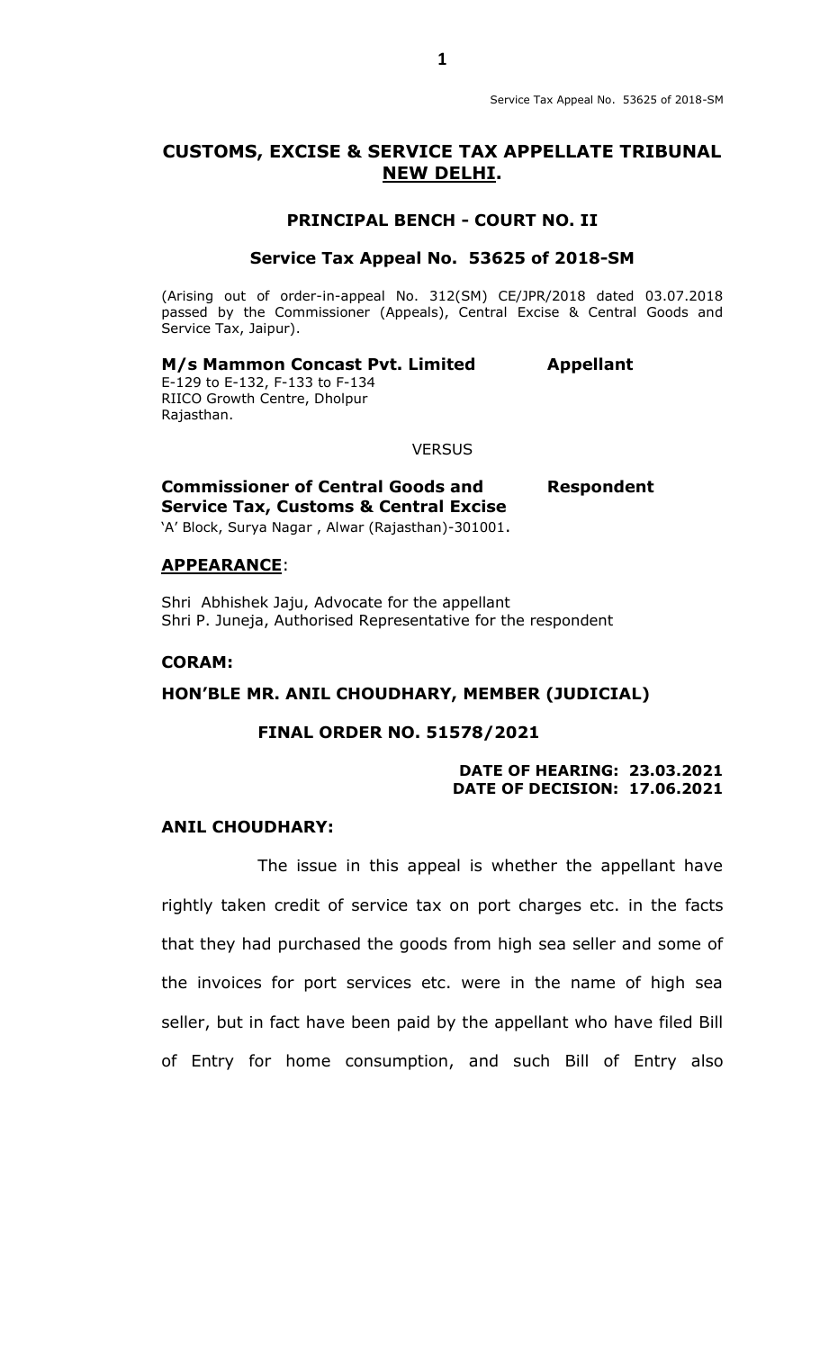# CUSTOMS, EXCISE & SERVICE TAX APPELLATE TRIBUNAL NEW DELHI.

## PRINCIPAL BENCH - COURT NO. II

### Service Tax Appeal No. 53625 of 2018-SM

(Arising out of order-in-appeal No. 312(SM) CE/JPR/2018 dated 03.07.2018 passed by the Commissioner (Appeals), Central Excise & Central Goods and Service Tax, Jaipur).

**M/s Mammon Concast Pvt. Limited** **Appellant**
E-129 to E-132, F-133 to F-134
RIICO Growth Centre, Dholpur
Rajasthan.

VERSUS

**Commissioner of Central Goods and Service Tax, Customs & Central Excise** **Respondent**
'A' Block, Surya Nagar , Alwar (Rajasthan)-301001.

**APPEARANCE**:

Shri Abhishek Jaju, Advocate for the appellant
Shri P. Juneja, Authorised Representative for the respondent

**CORAM:**

**HON'BLE MR. ANIL CHOUDHARY, MEMBER (JUDICIAL)**

**FINAL ORDER NO. 51578/2021**

**DATE OF HEARING: 23.03.2021**
**DATE OF DECISION: 17.06.2021**

**ANIL CHOUDHARY:**

The issue in this appeal is whether the appellant have rightly taken credit of service tax on port charges etc. in the facts that they had purchased the goods from high sea seller and some of the invoices for port services etc. were in the name of high sea seller, but in fact have been paid by the appellant who have filed Bill of Entry for home consumption, and such Bill of Entry also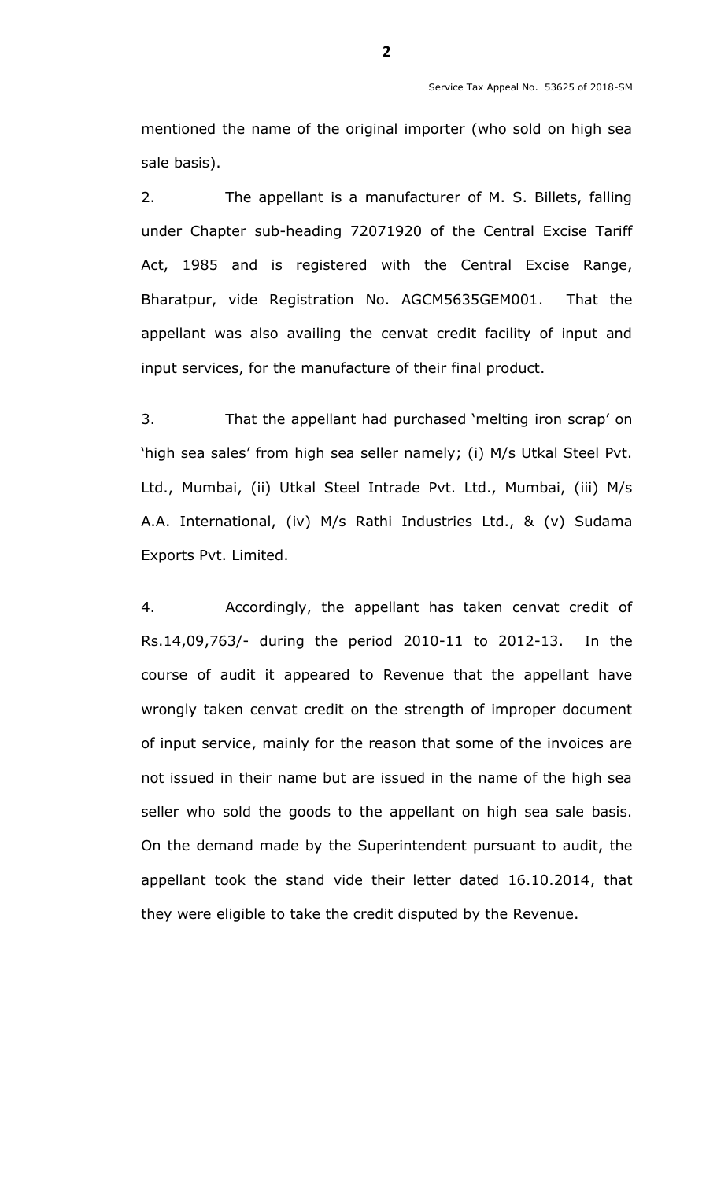mentioned the name of the original importer (who sold on high sea sale basis).

2. The appellant is a manufacturer of M. S. Billets, falling under Chapter sub-heading 72071920 of the Central Excise Tariff Act, 1985 and is registered with the Central Excise Range, Bharatpur, vide Registration No. AGCM5635GEM001. That the appellant was also availing the cenvat credit facility of input and input services, for the manufacture of their final product.

3. That the appellant had purchased 'melting iron scrap' on 'high sea sales' from high sea seller namely; (i) M/s Utkal Steel Pvt. Ltd., Mumbai, (ii) Utkal Steel Intrade Pvt. Ltd., Mumbai, (iii) M/s A.A. International, (iv) M/s Rathi Industries Ltd., & (v) Sudama Exports Pvt. Limited.

4. Accordingly, the appellant has taken cenvat credit of Rs.14,09,763/- during the period 2010-11 to 2012-13. In the course of audit it appeared to Revenue that the appellant have wrongly taken cenvat credit on the strength of improper document of input service, mainly for the reason that some of the invoices are not issued in their name but are issued in the name of the high sea seller who sold the goods to the appellant on high sea sale basis. On the demand made by the Superintendent pursuant to audit, the appellant took the stand vide their letter dated 16.10.2014, that they were eligible to take the credit disputed by the Revenue.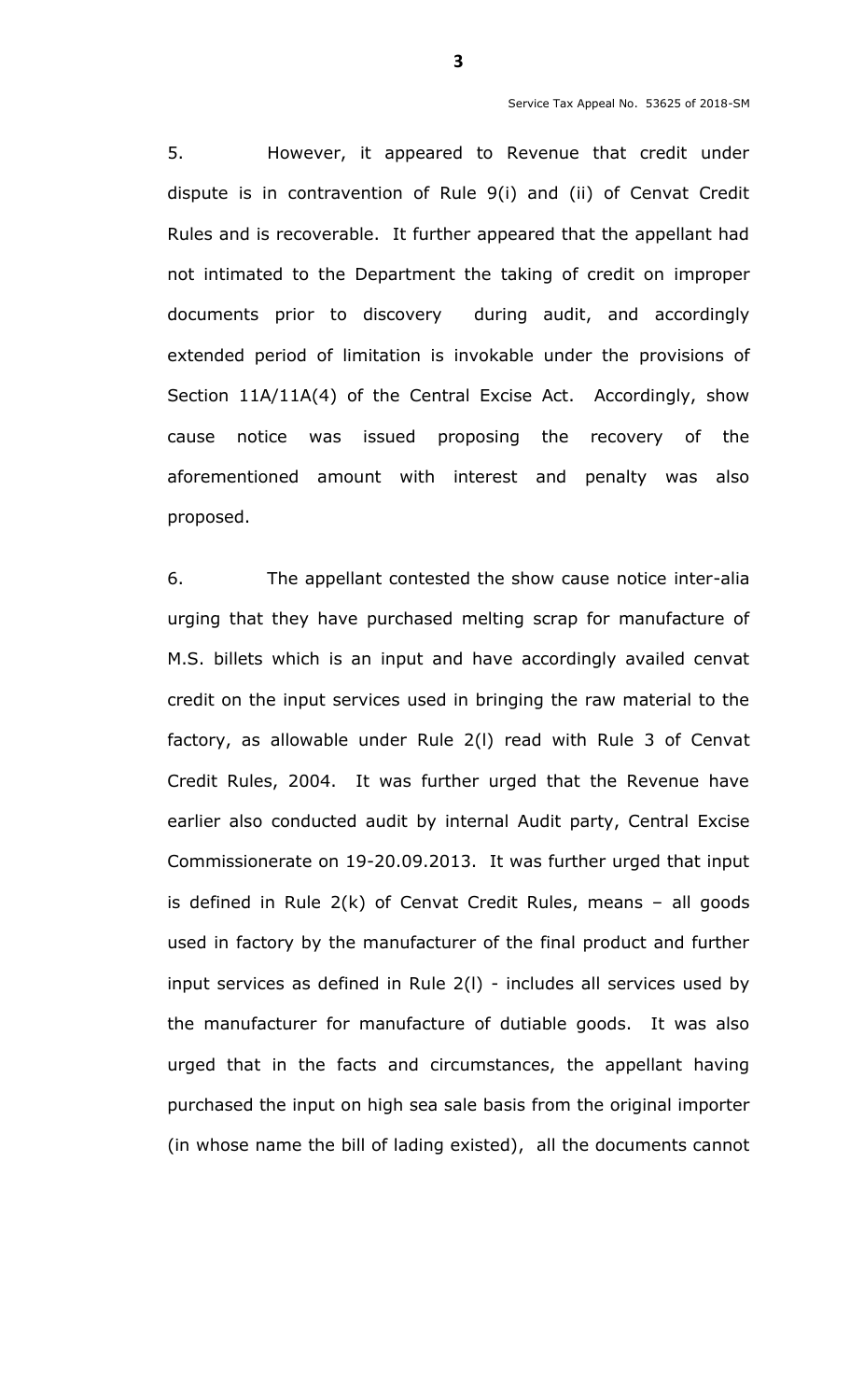5. However, it appeared to Revenue that credit under dispute is in contravention of Rule 9(i) and (ii) of Cenvat Credit Rules and is recoverable. It further appeared that the appellant had not intimated to the Department the taking of credit on improper documents prior to discovery during audit, and accordingly extended period of limitation is invokable under the provisions of Section 11A/11A(4) of the Central Excise Act. Accordingly, show cause notice was issued proposing the recovery of the aforementioned amount with interest and penalty was also proposed.

6. The appellant contested the show cause notice inter-alia urging that they have purchased melting scrap for manufacture of M.S. billets which is an input and have accordingly availed cenvat credit on the input services used in bringing the raw material to the factory, as allowable under Rule 2(l) read with Rule 3 of Cenvat Credit Rules, 2004. It was further urged that the Revenue have earlier also conducted audit by internal Audit party, Central Excise Commissionerate on 19-20.09.2013. It was further urged that input is defined in Rule 2(k) of Cenvat Credit Rules, means – all goods used in factory by the manufacturer of the final product and further input services as defined in Rule 2(l) - includes all services used by the manufacturer for manufacture of dutiable goods. It was also urged that in the facts and circumstances, the appellant having purchased the input on high sea sale basis from the original importer (in whose name the bill of lading existed), all the documents cannot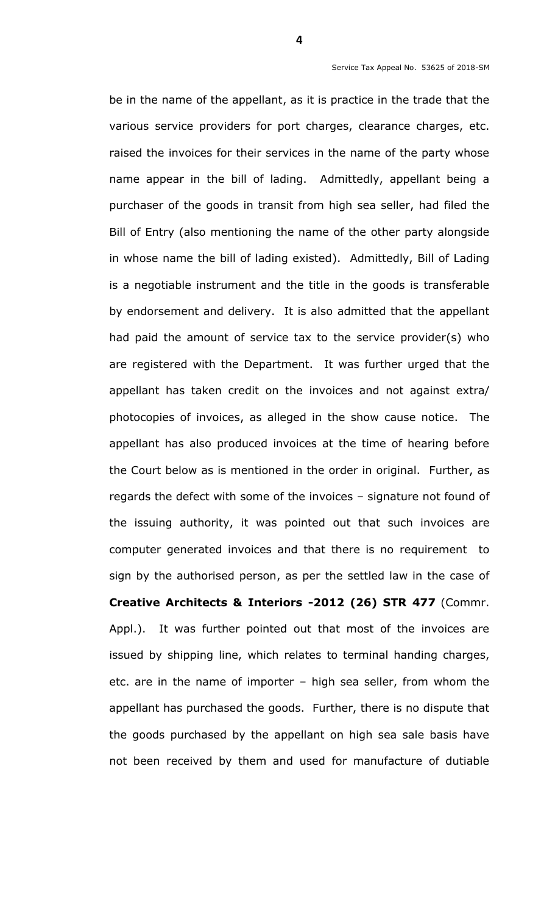be in the name of the appellant, as it is practice in the trade that the various service providers for port charges, clearance charges, etc. raised the invoices for their services in the name of the party whose name appear in the bill of lading. Admittedly, appellant being a purchaser of the goods in transit from high sea seller, had filed the Bill of Entry (also mentioning the name of the other party alongside in whose name the bill of lading existed). Admittedly, Bill of Lading is a negotiable instrument and the title in the goods is transferable by endorsement and delivery. It is also admitted that the appellant had paid the amount of service tax to the service provider(s) who are registered with the Department. It was further urged that the appellant has taken credit on the invoices and not against extra/ photocopies of invoices, as alleged in the show cause notice. The appellant has also produced invoices at the time of hearing before the Court below as is mentioned in the order in original. Further, as regards the defect with some of the invoices – signature not found of the issuing authority, it was pointed out that such invoices are computer generated invoices and that there is no requirement to sign by the authorised person, as per the settled law in the case of **Creative Architects & Interiors -2012 (26) STR 477** (Commr. Appl.). It was further pointed out that most of the invoices are issued by shipping line, which relates to terminal handing charges, etc. are in the name of importer – high sea seller, from whom the appellant has purchased the goods. Further, there is no dispute that the goods purchased by the appellant on high sea sale basis have not been received by them and used for manufacture of dutiable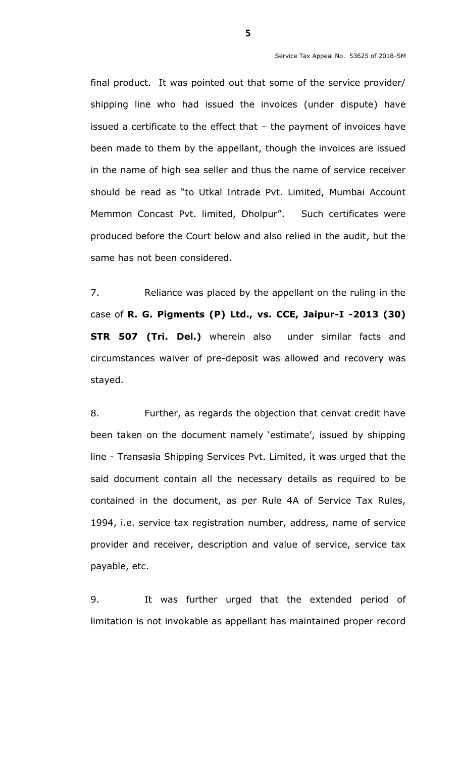final product. It was pointed out that some of the service provider/ shipping line who had issued the invoices (under dispute) have issued a certificate to the effect that – the payment of invoices have been made to them by the appellant, though the invoices are issued in the name of high sea seller and thus the name of service receiver should be read as "to Utkal Intrade Pvt. Limited, Mumbai Account Memmon Concast Pvt. limited, Dholpur". Such certificates were produced before the Court below and also relied in the audit, but the same has not been considered.

7. Reliance was placed by the appellant on the ruling in the case of **R. G. Pigments (P) Ltd., vs. CCE, Jaipur-I -2013 (30) STR 507 (Tri. Del.)** wherein also under similar facts and circumstances waiver of pre-deposit was allowed and recovery was stayed.

8. Further, as regards the objection that cenvat credit have been taken on the document namely 'estimate', issued by shipping line - Transasia Shipping Services Pvt. Limited, it was urged that the said document contain all the necessary details as required to be contained in the document, as per Rule 4A of Service Tax Rules, 1994, i.e. service tax registration number, address, name of service provider and receiver, description and value of service, service tax payable, etc.

9. It was further urged that the extended period of limitation is not invokable as appellant has maintained proper record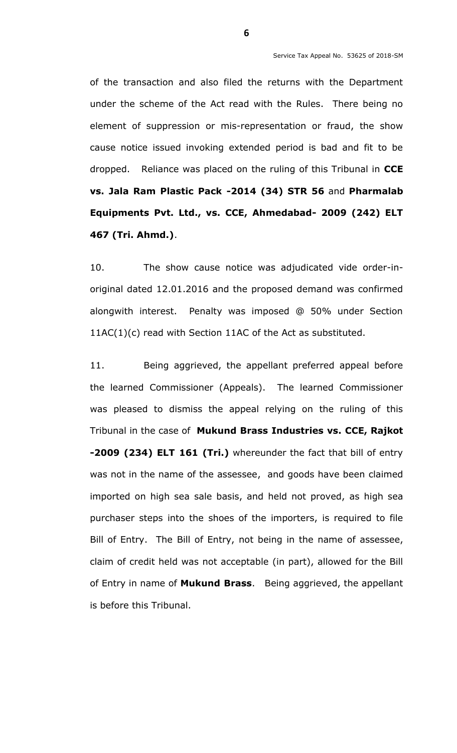of the transaction and also filed the returns with the Department under the scheme of the Act read with the Rules. There being no element of suppression or mis-representation or fraud, the show cause notice issued invoking extended period is bad and fit to be dropped. Reliance was placed on the ruling of this Tribunal in **CCE vs. Jala Ram Plastic Pack -2014 (34) STR 56** and **Pharmalab Equipments Pvt. Ltd., vs. CCE, Ahmedabad- 2009 (242) ELT 467 (Tri. Ahmd.)**.

10. The show cause notice was adjudicated vide order-in-original dated 12.01.2016 and the proposed demand was confirmed alongwith interest. Penalty was imposed @ 50% under Section 11AC(1)(c) read with Section 11AC of the Act as substituted.

11. Being aggrieved, the appellant preferred appeal before the learned Commissioner (Appeals). The learned Commissioner was pleased to dismiss the appeal relying on the ruling of this Tribunal in the case of **Mukund Brass Industries vs. CCE, Rajkot -2009 (234) ELT 161 (Tri.)** whereunder the fact that bill of entry was not in the name of the assessee, and goods have been claimed imported on high sea sale basis, and held not proved, as high sea purchaser steps into the shoes of the importers, is required to file Bill of Entry. The Bill of Entry, not being in the name of assessee, claim of credit held was not acceptable (in part), allowed for the Bill of Entry in name of **Mukund Brass**. Being aggrieved, the appellant is before this Tribunal.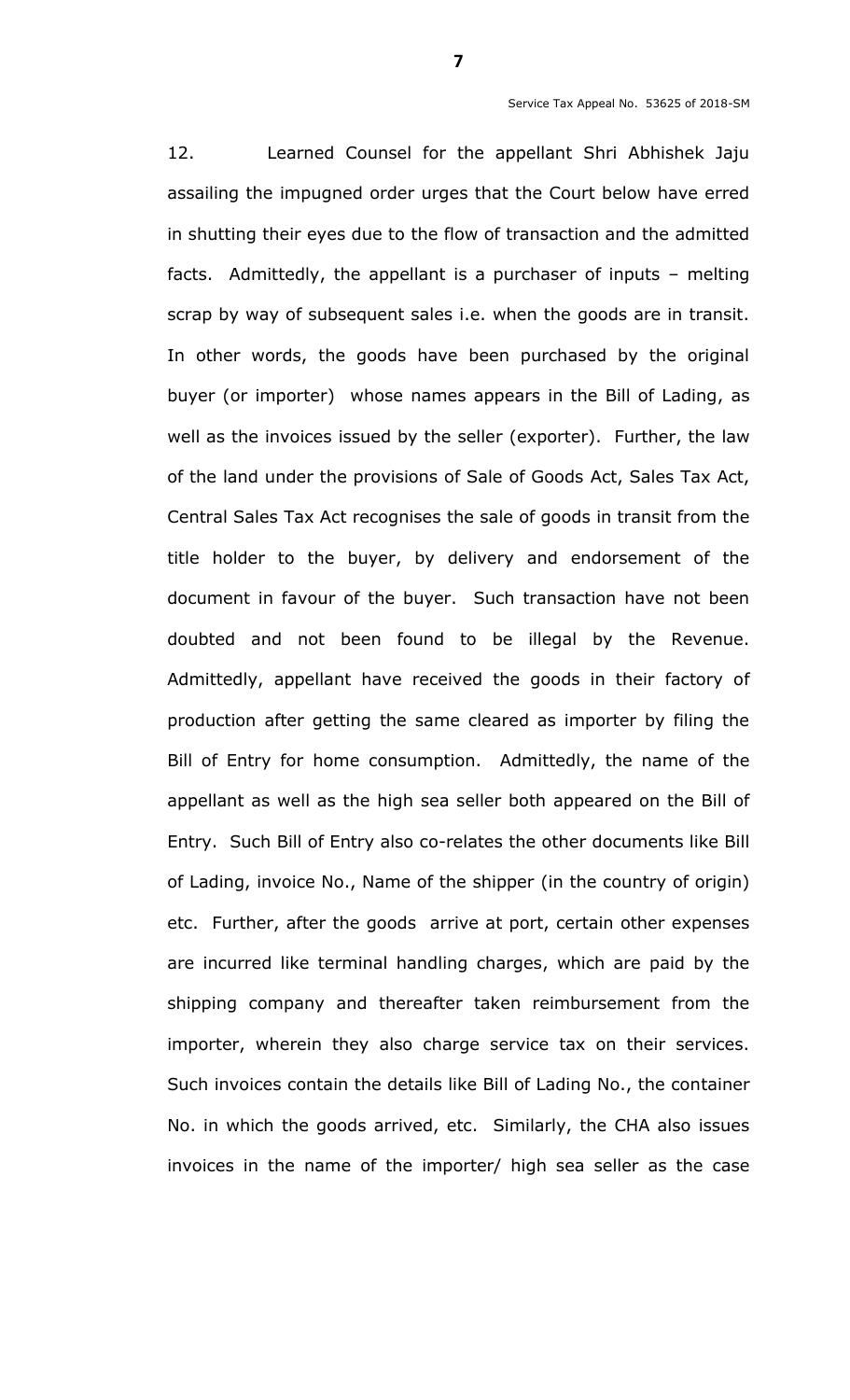12. Learned Counsel for the appellant Shri Abhishek Jaju assailing the impugned order urges that the Court below have erred in shutting their eyes due to the flow of transaction and the admitted facts. Admittedly, the appellant is a purchaser of inputs – melting scrap by way of subsequent sales i.e. when the goods are in transit. In other words, the goods have been purchased by the original buyer (or importer) whose names appears in the Bill of Lading, as well as the invoices issued by the seller (exporter). Further, the law of the land under the provisions of Sale of Goods Act, Sales Tax Act, Central Sales Tax Act recognises the sale of goods in transit from the title holder to the buyer, by delivery and endorsement of the document in favour of the buyer. Such transaction have not been doubted and not been found to be illegal by the Revenue. Admittedly, appellant have received the goods in their factory of production after getting the same cleared as importer by filing the Bill of Entry for home consumption. Admittedly, the name of the appellant as well as the high sea seller both appeared on the Bill of Entry. Such Bill of Entry also co-relates the other documents like Bill of Lading, invoice No., Name of the shipper (in the country of origin) etc. Further, after the goods arrive at port, certain other expenses are incurred like terminal handling charges, which are paid by the shipping company and thereafter taken reimbursement from the importer, wherein they also charge service tax on their services. Such invoices contain the details like Bill of Lading No., the container No. in which the goods arrived, etc. Similarly, the CHA also issues invoices in the name of the importer/ high sea seller as the case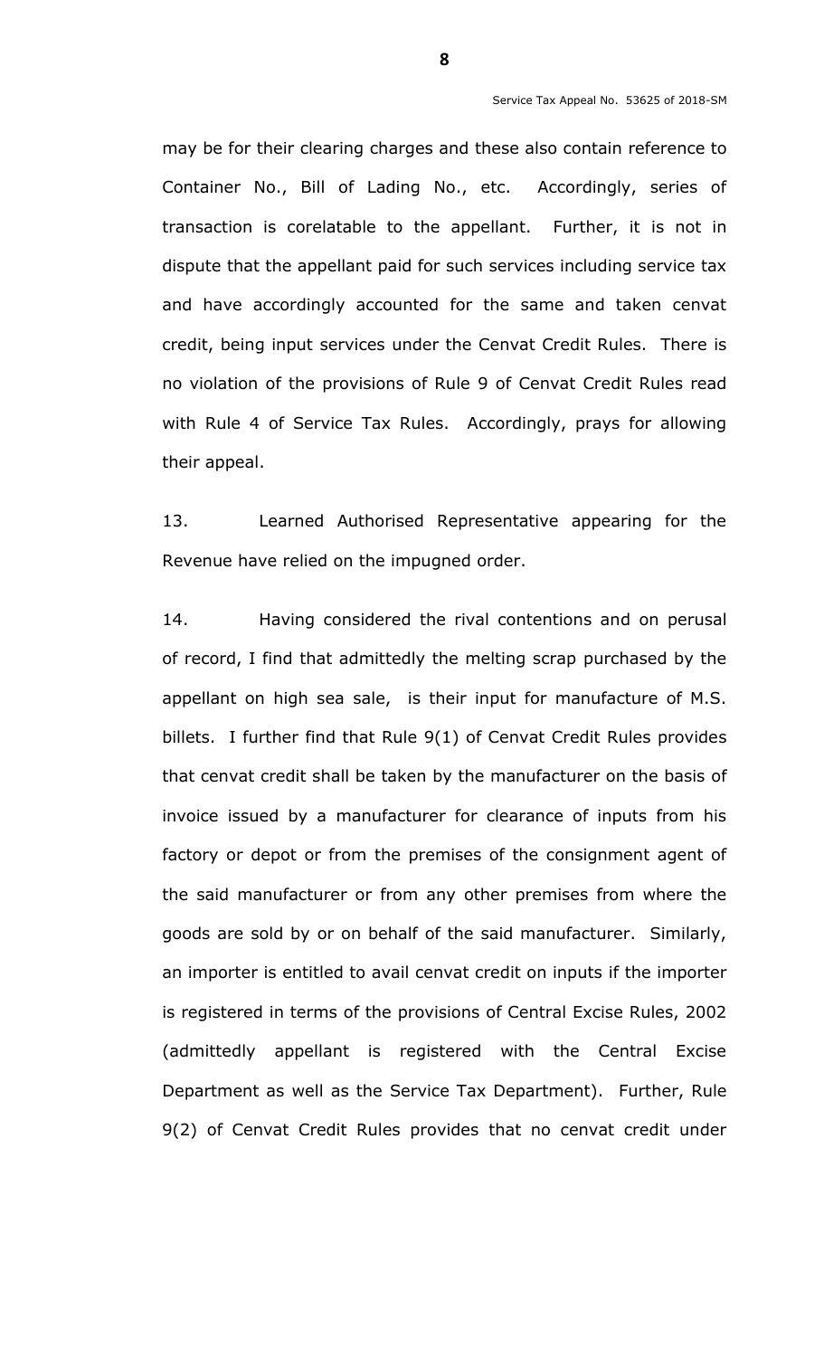may be for their clearing charges and these also contain reference to Container No., Bill of Lading No., etc. Accordingly, series of transaction is corelatable to the appellant. Further, it is not in dispute that the appellant paid for such services including service tax and have accordingly accounted for the same and taken cenvat credit, being input services under the Cenvat Credit Rules. There is no violation of the provisions of Rule 9 of Cenvat Credit Rules read with Rule 4 of Service Tax Rules. Accordingly, prays for allowing their appeal.

13. Learned Authorised Representative appearing for the Revenue have relied on the impugned order.

14. Having considered the rival contentions and on perusal of record, I find that admittedly the melting scrap purchased by the appellant on high sea sale, is their input for manufacture of M.S. billets. I further find that Rule 9(1) of Cenvat Credit Rules provides that cenvat credit shall be taken by the manufacturer on the basis of invoice issued by a manufacturer for clearance of inputs from his factory or depot or from the premises of the consignment agent of the said manufacturer or from any other premises from where the goods are sold by or on behalf of the said manufacturer. Similarly, an importer is entitled to avail cenvat credit on inputs if the importer is registered in terms of the provisions of Central Excise Rules, 2002 (admittedly appellant is registered with the Central Excise Department as well as the Service Tax Department). Further, Rule 9(2) of Cenvat Credit Rules provides that no cenvat credit under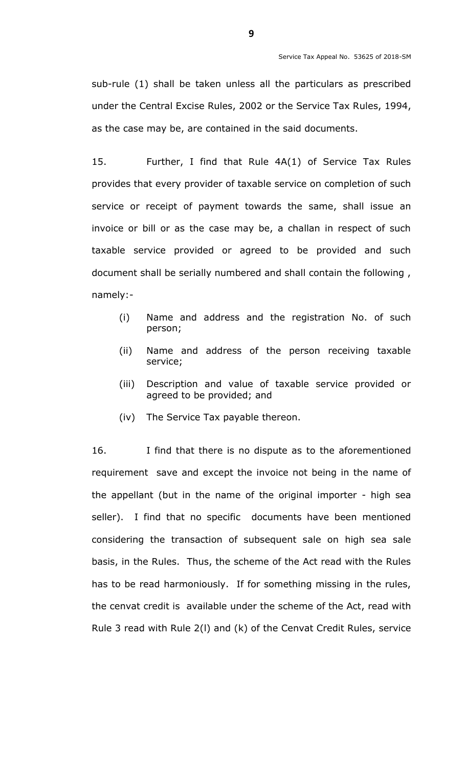sub-rule (1) shall be taken unless all the particulars as prescribed under the Central Excise Rules, 2002 or the Service Tax Rules, 1994, as the case may be, are contained in the said documents.

15. Further, I find that Rule 4A(1) of Service Tax Rules provides that every provider of taxable service on completion of such service or receipt of payment towards the same, shall issue an invoice or bill or as the case may be, a challan in respect of such taxable service provided or agreed to be provided and such document shall be serially numbered and shall contain the following , namely:-

(i) Name and address and the registration No. of such person;

(ii) Name and address of the person receiving taxable service;

(iii) Description and value of taxable service provided or agreed to be provided; and

(iv) The Service Tax payable thereon.

16. I find that there is no dispute as to the aforementioned requirement save and except the invoice not being in the name of the appellant (but in the name of the original importer - high sea seller). I find that no specific documents have been mentioned considering the transaction of subsequent sale on high sea sale basis, in the Rules. Thus, the scheme of the Act read with the Rules has to be read harmoniously. If for something missing in the rules, the cenvat credit is available under the scheme of the Act, read with Rule 3 read with Rule 2(l) and (k) of the Cenvat Credit Rules, service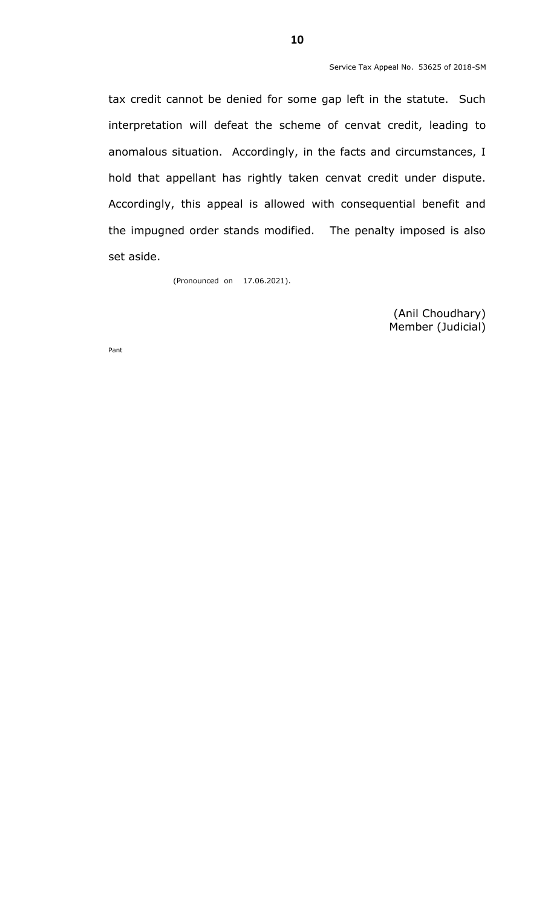tax credit cannot be denied for some gap left in the statute. Such interpretation will defeat the scheme of cenvat credit, leading to anomalous situation. Accordingly, in the facts and circumstances, I hold that appellant has rightly taken cenvat credit under dispute. Accordingly, this appeal is allowed with consequential benefit and the impugned order stands modified. The penalty imposed is also set aside.

(Pronounced on 17.06.2021).

(Anil Choudhary)
Member (Judicial)

Pant